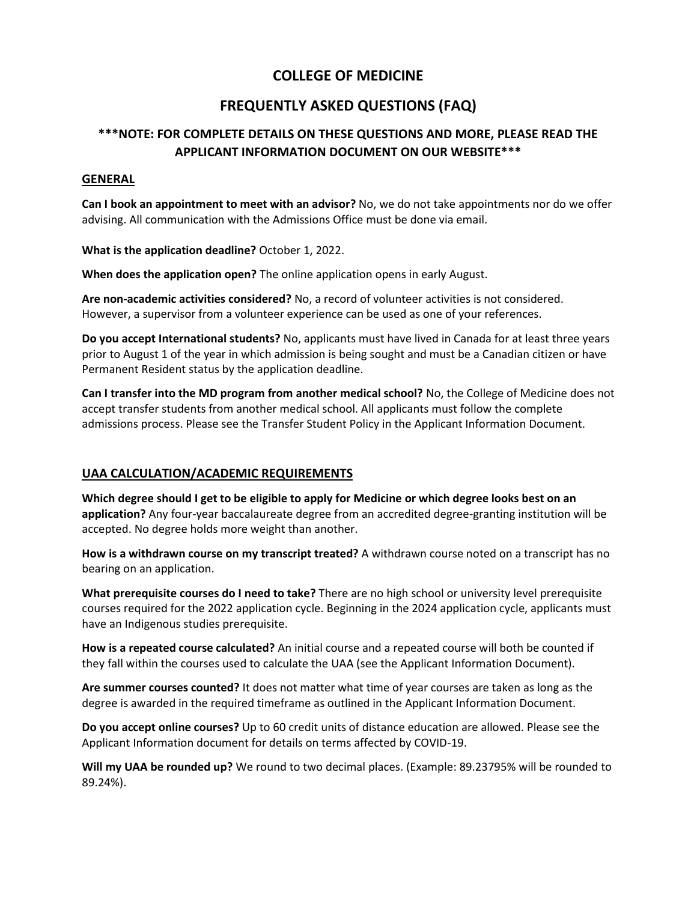# COLLEGE OF MEDICINE

# FREQUENTLY ASKED QUESTIONS (FAQ)

### ***NOTE: FOR COMPLETE DETAILS ON THESE QUESTIONS AND MORE, PLEASE READ THE APPLICANT INFORMATION DOCUMENT ON OUR WEBSITE***

## GENERAL

**Can I book an appointment to meet with an advisor?** No, we do not take appointments nor do we offer advising. All communication with the Admissions Office must be done via email.

**What is the application deadline?** October 1, 2022.

**When does the application open?** The online application opens in early August.

**Are non-academic activities considered?** No, a record of volunteer activities is not considered. However, a supervisor from a volunteer experience can be used as one of your references.

**Do you accept International students?** No, applicants must have lived in Canada for at least three years prior to August 1 of the year in which admission is being sought and must be a Canadian citizen or have Permanent Resident status by the application deadline.

**Can I transfer into the MD program from another medical school?** No, the College of Medicine does not accept transfer students from another medical school. All applicants must follow the complete admissions process. Please see the Transfer Student Policy in the Applicant Information Document.

## UAA CALCULATION/ACADEMIC REQUIREMENTS

**Which degree should I get to be eligible to apply for Medicine or which degree looks best on an application?** Any four-year baccalaureate degree from an accredited degree-granting institution will be accepted. No degree holds more weight than another.

**How is a withdrawn course on my transcript treated?** A withdrawn course noted on a transcript has no bearing on an application.

**What prerequisite courses do I need to take?** There are no high school or university level prerequisite courses required for the 2022 application cycle. Beginning in the 2024 application cycle, applicants must have an Indigenous studies prerequisite.

**How is a repeated course calculated?** An initial course and a repeated course will both be counted if they fall within the courses used to calculate the UAA (see the Applicant Information Document).

**Are summer courses counted?** It does not matter what time of year courses are taken as long as the degree is awarded in the required timeframe as outlined in the Applicant Information Document.

**Do you accept online courses?** Up to 60 credit units of distance education are allowed. Please see the Applicant Information document for details on terms affected by COVID-19.

**Will my UAA be rounded up?** We round to two decimal places. (Example: 89.23795% will be rounded to 89.24%).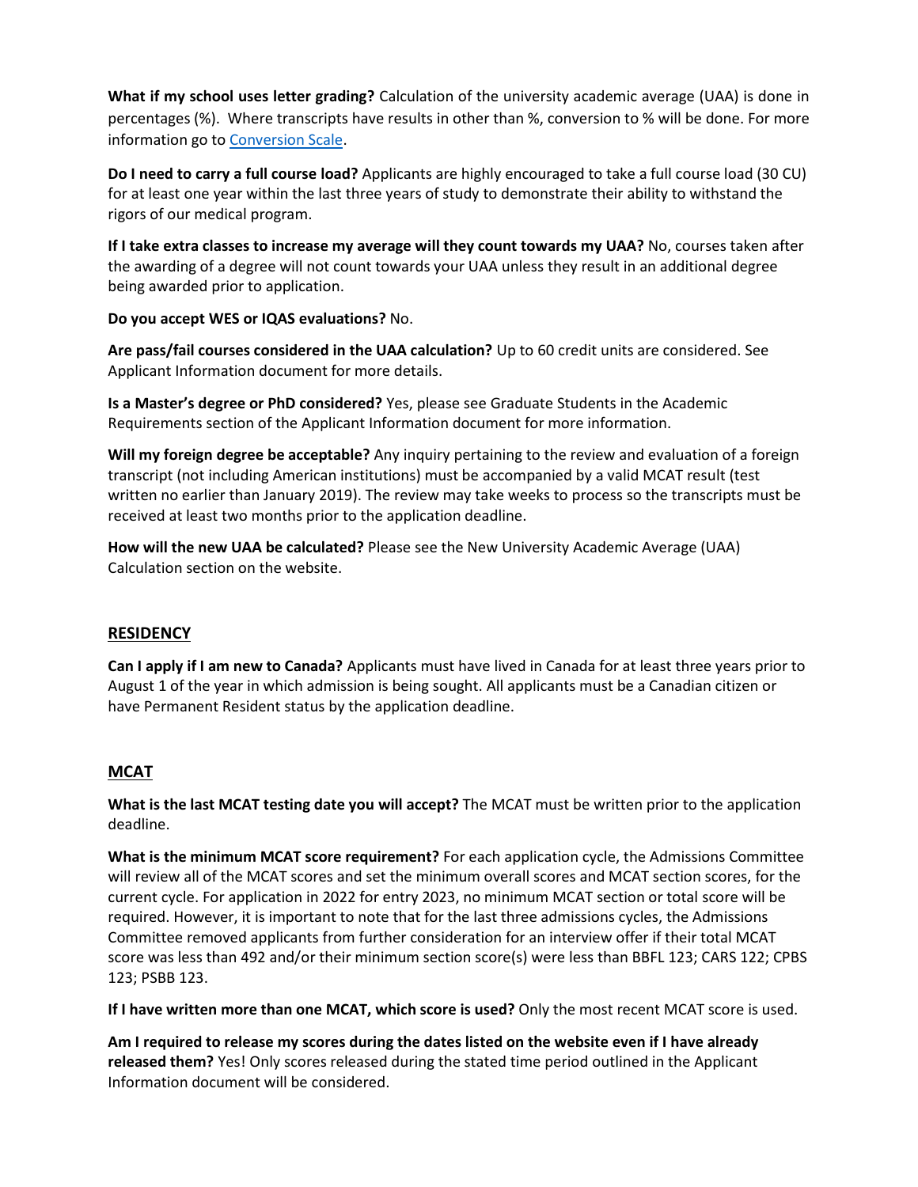**What if my school uses letter grading?** Calculation of the university academic average (UAA) is done in percentages (%). Where transcripts have results in other than %, conversion to % will be done. For more information go to [Conversion Scale](#).

**Do I need to carry a full course load?** Applicants are highly encouraged to take a full course load (30 CU) for at least one year within the last three years of study to demonstrate their ability to withstand the rigors of our medical program.

**If I take extra classes to increase my average will they count towards my UAA?** No, courses taken after the awarding of a degree will not count towards your UAA unless they result in an additional degree being awarded prior to application.

**Do you accept WES or IQAS evaluations?** No.

**Are pass/fail courses considered in the UAA calculation?** Up to 60 credit units are considered. See Applicant Information document for more details.

**Is a Master's degree or PhD considered?** Yes, please see Graduate Students in the Academic Requirements section of the Applicant Information document for more information.

**Will my foreign degree be acceptable?** Any inquiry pertaining to the review and evaluation of a foreign transcript (not including American institutions) must be accompanied by a valid MCAT result (test written no earlier than January 2019). The review may take weeks to process so the transcripts must be received at least two months prior to the application deadline.

**How will the new UAA be calculated?** Please see the New University Academic Average (UAA) Calculation section on the website.

## RESIDENCY

**Can I apply if I am new to Canada?** Applicants must have lived in Canada for at least three years prior to August 1 of the year in which admission is being sought. All applicants must be a Canadian citizen or have Permanent Resident status by the application deadline.

## MCAT

**What is the last MCAT testing date you will accept?** The MCAT must be written prior to the application deadline.

**What is the minimum MCAT score requirement?** For each application cycle, the Admissions Committee will review all of the MCAT scores and set the minimum overall scores and MCAT section scores, for the current cycle. For application in 2022 for entry 2023, no minimum MCAT section or total score will be required. However, it is important to note that for the last three admissions cycles, the Admissions Committee removed applicants from further consideration for an interview offer if their total MCAT score was less than 492 and/or their minimum section score(s) were less than BBFL 123; CARS 122; CPBS 123; PSBB 123.

**If I have written more than one MCAT, which score is used?** Only the most recent MCAT score is used.

**Am I required to release my scores during the dates listed on the website even if I have already released them?** Yes! Only scores released during the stated time period outlined in the Applicant Information document will be considered.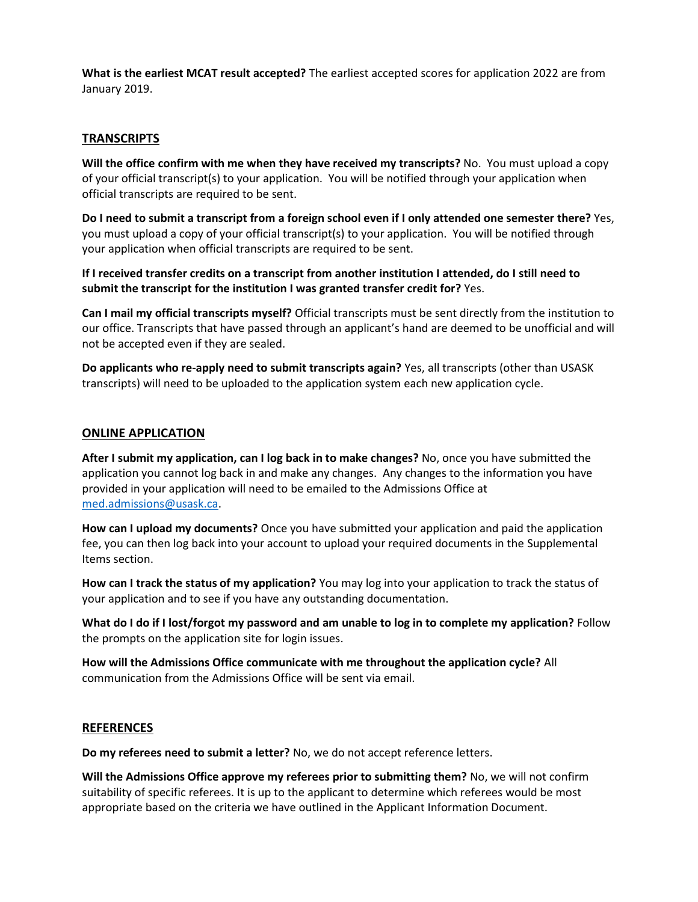**What is the earliest MCAT result accepted?** The earliest accepted scores for application 2022 are from January 2019.

## TRANSCRIPTS

**Will the office confirm with me when they have received my transcripts?** No. You must upload a copy of your official transcript(s) to your application. You will be notified through your application when official transcripts are required to be sent.

**Do I need to submit a transcript from a foreign school even if I only attended one semester there?** Yes, you must upload a copy of your official transcript(s) to your application. You will be notified through your application when official transcripts are required to be sent.

**If I received transfer credits on a transcript from another institution I attended, do I still need to submit the transcript for the institution I was granted transfer credit for?** Yes.

**Can I mail my official transcripts myself?** Official transcripts must be sent directly from the institution to our office. Transcripts that have passed through an applicant's hand are deemed to be unofficial and will not be accepted even if they are sealed.

**Do applicants who re-apply need to submit transcripts again?** Yes, all transcripts (other than USASK transcripts) will need to be uploaded to the application system each new application cycle.

## ONLINE APPLICATION

**After I submit my application, can I log back in to make changes?** No, once you have submitted the application you cannot log back in and make any changes. Any changes to the information you have provided in your application will need to be emailed to the Admissions Office at med.admissions@usask.ca.

**How can I upload my documents?** Once you have submitted your application and paid the application fee, you can then log back into your account to upload your required documents in the Supplemental Items section.

**How can I track the status of my application?** You may log into your application to track the status of your application and to see if you have any outstanding documentation.

**What do I do if I lost/forgot my password and am unable to log in to complete my application?** Follow the prompts on the application site for login issues.

**How will the Admissions Office communicate with me throughout the application cycle?** All communication from the Admissions Office will be sent via email.

## REFERENCES

**Do my referees need to submit a letter?** No, we do not accept reference letters.

**Will the Admissions Office approve my referees prior to submitting them?** No, we will not confirm suitability of specific referees. It is up to the applicant to determine which referees would be most appropriate based on the criteria we have outlined in the Applicant Information Document.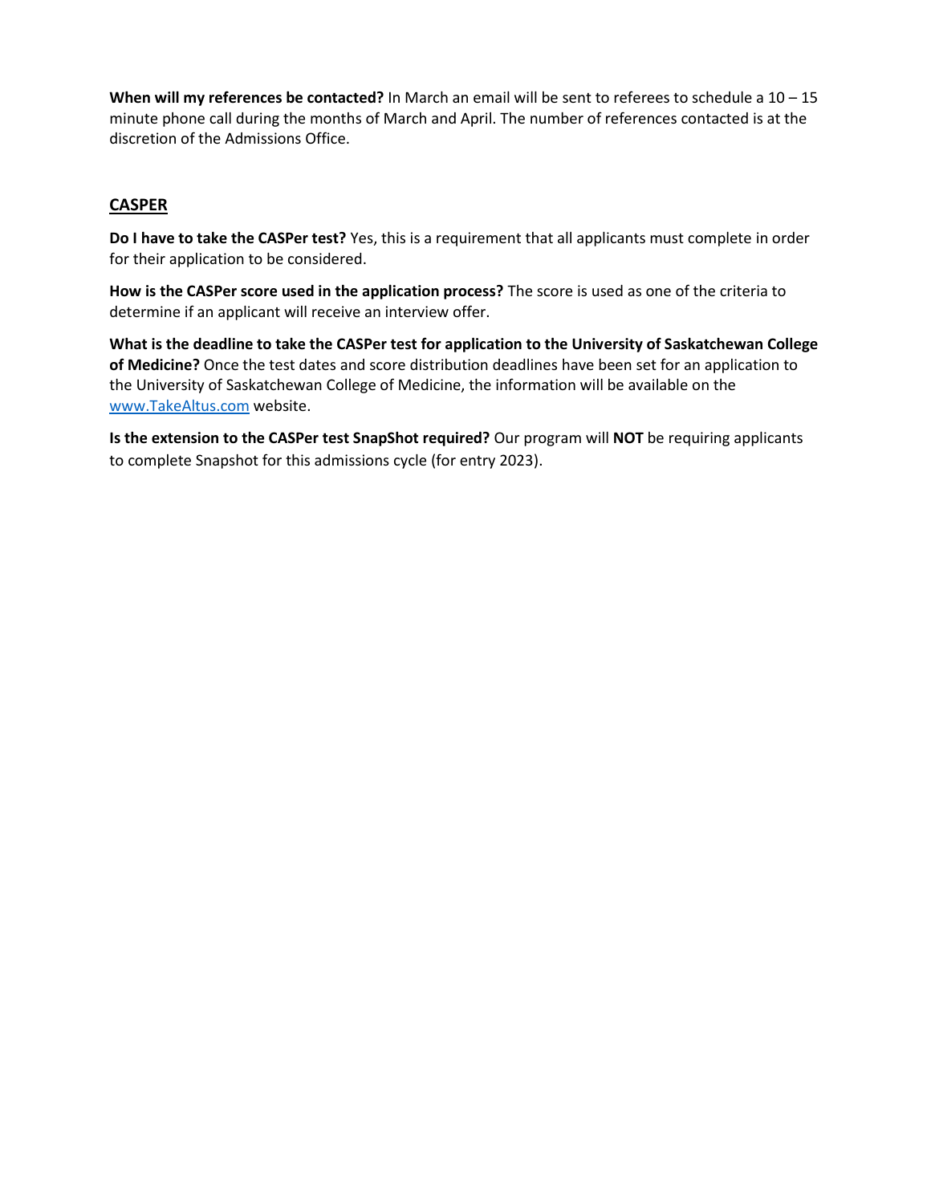**When will my references be contacted?** In March an email will be sent to referees to schedule a 10 – 15 minute phone call during the months of March and April. The number of references contacted is at the discretion of the Admissions Office.

## CASPER

**Do I have to take the CASPer test?** Yes, this is a requirement that all applicants must complete in order for their application to be considered.

**How is the CASPer score used in the application process?** The score is used as one of the criteria to determine if an applicant will receive an interview offer.

**What is the deadline to take the CASPer test for application to the University of Saskatchewan College of Medicine?** Once the test dates and score distribution deadlines have been set for an application to the University of Saskatchewan College of Medicine, the information will be available on the [www.TakeAltus.com](http://www.TakeAltus.com) website.

**Is the extension to the CASPer test SnapShot required?** Our program will **NOT** be requiring applicants to complete Snapshot for this admissions cycle (for entry 2023).